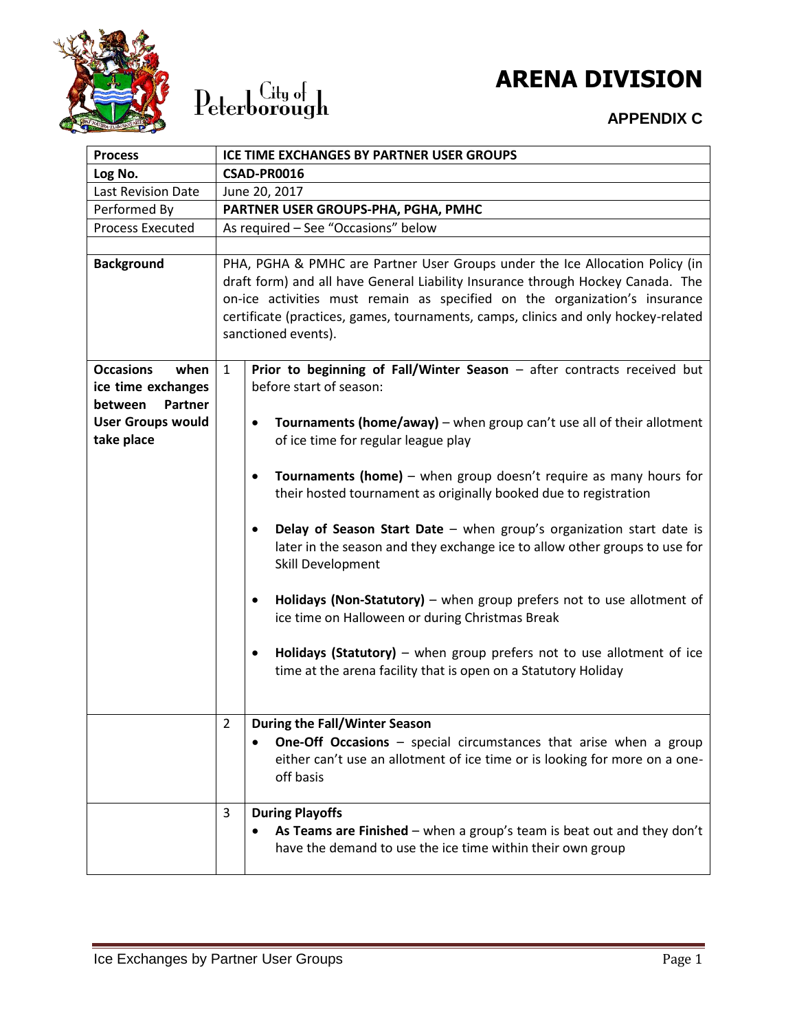City of Peterborough

# ARENA DIVISION

## APPENDIX C

| **Process** | **ICE TIME EXCHANGES BY PARTNER USER GROUPS** | |
|---|---|---|
| **Log No.** | **CSAD-PR0016** | |
| Last Revision Date | June 20, 2017 | |
| Performed By | **PARTNER USER GROUPS-PHA, PGHA, PMHC** | |
| Process Executed | As required – See "Occasions" below | |
| | | |
| **Background** | PHA, PGHA & PMHC are Partner User Groups under the Ice Allocation Policy (in draft form) and all have General Liability Insurance through Hockey Canada. The on-ice activities must remain as specified on the organization's insurance certificate (practices, games, tournaments, camps, clinics and only hockey-related sanctioned events). | |
| **Occasions when ice time exchanges between Partner User Groups would take place** | 1 | **Prior to beginning of Fall/Winter Season** – after contracts received but before start of season:<br><br>• **Tournaments (home/away)** – when group can't use all of their allotment of ice time for regular league play<br><br>• **Tournaments (home)** – when group doesn't require as many hours for their hosted tournament as originally booked due to registration<br><br>• **Delay of Season Start Date** – when group's organization start date is later in the season and they exchange ice to allow other groups to use for Skill Development<br><br>• **Holidays (Non-Statutory)** – when group prefers not to use allotment of ice time on Halloween or during Christmas Break<br><br>• **Holidays (Statutory)** – when group prefers not to use allotment of ice time at the arena facility that is open on a Statutory Holiday |
| | 2 | **During the Fall/Winter Season**<br>• **One-Off Occasions** – special circumstances that arise when a group either can't use an allotment of ice time or is looking for more on a one-off basis |
| | 3 | **During Playoffs**<br>• **As Teams are Finished** – when a group's team is beat out and they don't have the demand to use the ice time within their own group |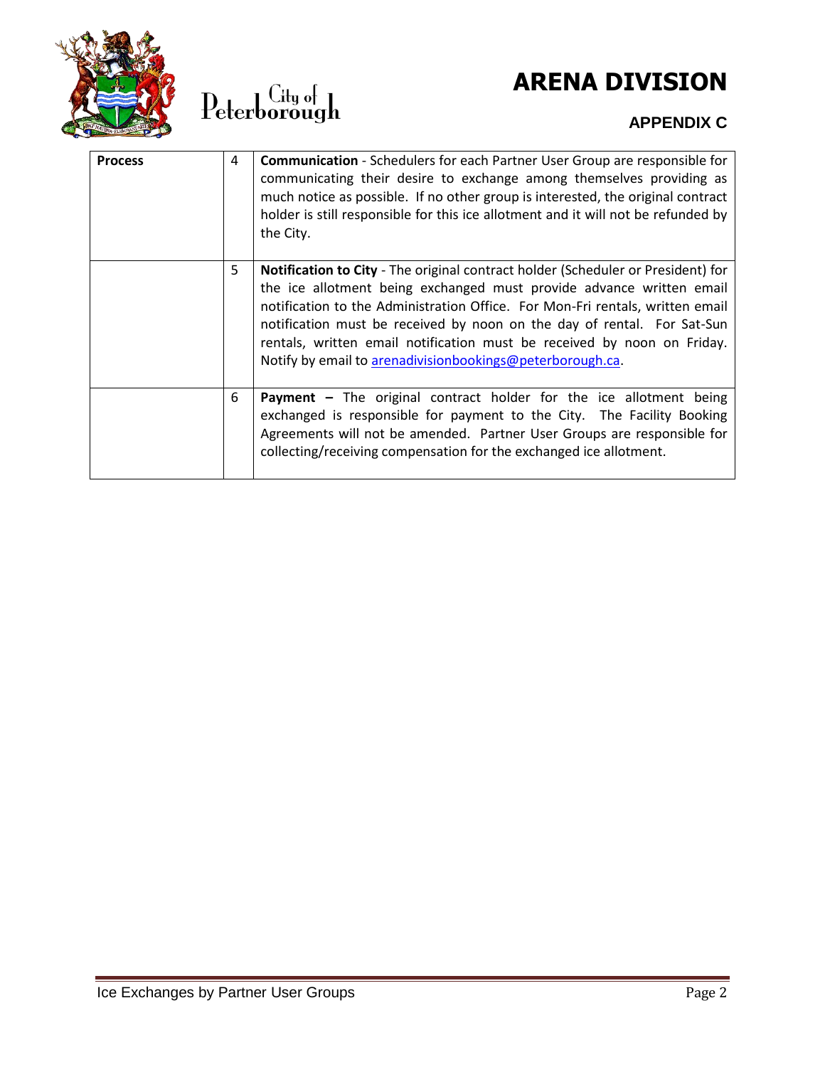# ARENA DIVISION

## APPENDIX C

| | | |
|---|---|---|
| **Process** | 4 | **Communication** - Schedulers for each Partner User Group are responsible for communicating their desire to exchange among themselves providing as much notice as possible. If no other group is interested, the original contract holder is still responsible for this ice allotment and it will not be refunded by the City. |
| | 5 | **Notification to City** - The original contract holder (Scheduler or President) for the ice allotment being exchanged must provide advance written email notification to the Administration Office. For Mon-Fri rentals, written email notification must be received by noon on the day of rental. For Sat-Sun rentals, written email notification must be received by noon on Friday. Notify by email to arenadivisionbookings@peterborough.ca. |
| | 6 | **Payment –** The original contract holder for the ice allotment being exchanged is responsible for payment to the City. The Facility Booking Agreements will not be amended. Partner User Groups are responsible for collecting/receiving compensation for the exchanged ice allotment. |